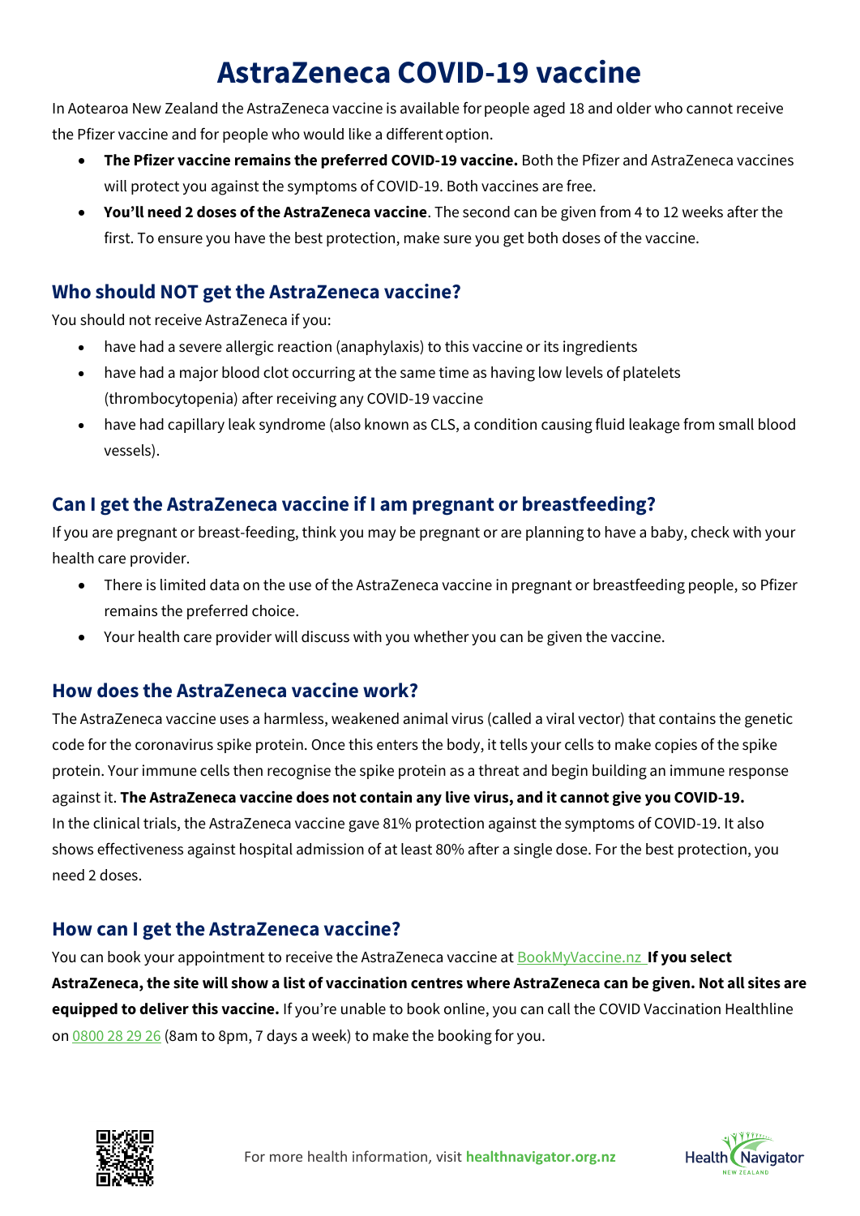# AstraZeneca COVID-19 vaccine

In Aotearoa New Zealand the AstraZeneca vaccine is available for people aged 18 and older who cannot receive the Pfizer vaccine and for people who would like a different option.

- **The Pfizer vaccine remains the preferred COVID-19 vaccine.** Both the Pfizer and AstraZeneca vaccines will protect you against the symptoms of COVID-19. Both vaccines are free.
- **You'll need 2 doses of the AstraZeneca vaccine**. The second can be given from 4 to 12 weeks after the first. To ensure you have the best protection, make sure you get both doses of the vaccine.

## Who should NOT get the AstraZeneca vaccine?

You should not receive AstraZeneca if you:

- have had a severe allergic reaction (anaphylaxis) to this vaccine or its ingredients
- have had a major blood clot occurring at the same time as having low levels of platelets (thrombocytopenia) after receiving any COVID-19 vaccine
- have had capillary leak syndrome (also known as CLS, a condition causing fluid leakage from small blood vessels).

## Can I get the AstraZeneca vaccine if I am pregnant or breastfeeding?

If you are pregnant or breast-feeding, think you may be pregnant or are planning to have a baby, check with your health care provider.

- There is limited data on the use of the AstraZeneca vaccine in pregnant or breastfeeding people, so Pfizer remains the preferred choice.
- Your health care provider will discuss with you whether you can be given the vaccine.

## How does the AstraZeneca vaccine work?

The AstraZeneca vaccine uses a harmless, weakened animal virus (called a viral vector) that contains the genetic code for the coronavirus spike protein. Once this enters the body, it tells your cells to make copies of the spike protein. Your immune cells then recognise the spike protein as a threat and begin building an immune response against it. **The AstraZeneca vaccine does not contain any live virus, and it cannot give you COVID-19.**
In the clinical trials, the AstraZeneca vaccine gave 81% protection against the symptoms of COVID-19. It also shows effectiveness against hospital admission of at least 80% after a single dose. For the best protection, you need 2 doses.

## How can I get the AstraZeneca vaccine?

You can book your appointment to receive the AstraZeneca vaccine at BookMyVaccine.nz **If you select AstraZeneca, the site will show a list of vaccination centres where AstraZeneca can be given. Not all sites are equipped to deliver this vaccine.** If you're unable to book online, you can call the COVID Vaccination Healthline on 0800 28 29 26 (8am to 8pm, 7 days a week) to make the booking for you.

For more health information, visit **healthnavigator.org.nz**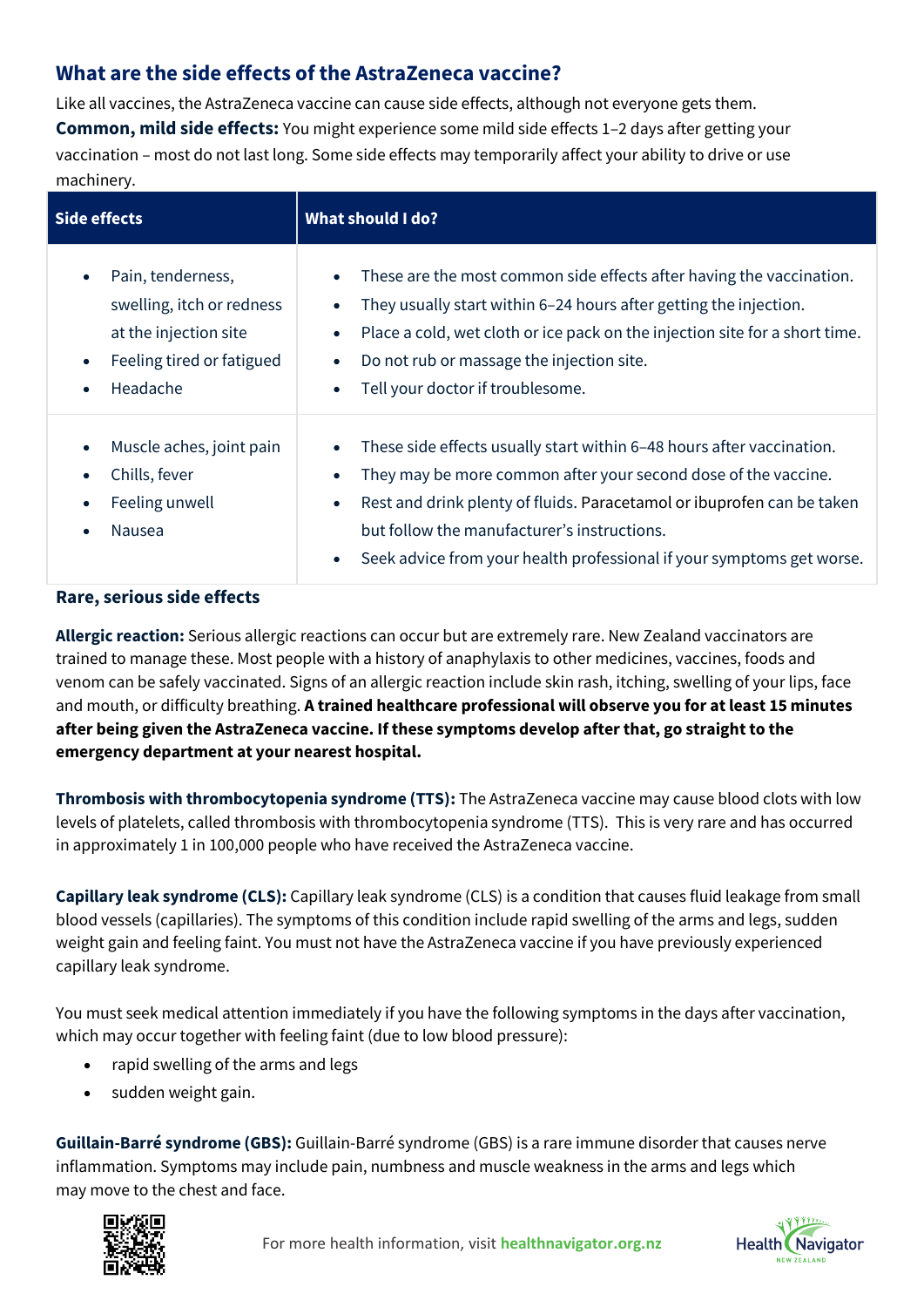## What are the side effects of the AstraZeneca vaccine?

Like all vaccines, the AstraZeneca vaccine can cause side effects, although not everyone gets them.

**Common, mild side effects:** You might experience some mild side effects 1–2 days after getting your vaccination – most do not last long. Some side effects may temporarily affect your ability to drive or use machinery.

| Side effects | What should I do? |
|---|---|
| • Pain, tenderness, swelling, itch or redness at the injection site<br>• Feeling tired or fatigued<br>• Headache | • These are the most common side effects after having the vaccination.<br>• They usually start within 6–24 hours after getting the injection.<br>• Place a cold, wet cloth or ice pack on the injection site for a short time.<br>• Do not rub or massage the injection site.<br>• Tell your doctor if troublesome. |
| • Muscle aches, joint pain<br>• Chills, fever<br>• Feeling unwell<br>• Nausea | • These side effects usually start within 6–48 hours after vaccination.<br>• They may be more common after your second dose of the vaccine.<br>• Rest and drink plenty of fluids. Paracetamol or ibuprofen can be taken but follow the manufacturer's instructions.<br>• Seek advice from your health professional if your symptoms get worse. |

### Rare, serious side effects

**Allergic reaction:** Serious allergic reactions can occur but are extremely rare. New Zealand vaccinators are trained to manage these. Most people with a history of anaphylaxis to other medicines, vaccines, foods and venom can be safely vaccinated. Signs of an allergic reaction include skin rash, itching, swelling of your lips, face and mouth, or difficulty breathing. **A trained healthcare professional will observe you for at least 15 minutes after being given the AstraZeneca vaccine. If these symptoms develop after that, go straight to the emergency department at your nearest hospital.**

**Thrombosis with thrombocytopenia syndrome (TTS):** The AstraZeneca vaccine may cause blood clots with low levels of platelets, called thrombosis with thrombocytopenia syndrome (TTS). This is very rare and has occurred in approximately 1 in 100,000 people who have received the AstraZeneca vaccine.

**Capillary leak syndrome (CLS):** Capillary leak syndrome (CLS) is a condition that causes fluid leakage from small blood vessels (capillaries). The symptoms of this condition include rapid swelling of the arms and legs, sudden weight gain and feeling faint. You must not have the AstraZeneca vaccine if you have previously experienced capillary leak syndrome.

You must seek medical attention immediately if you have the following symptoms in the days after vaccination, which may occur together with feeling faint (due to low blood pressure):

- rapid swelling of the arms and legs
- sudden weight gain.

**Guillain-Barré syndrome (GBS):** Guillain-Barré syndrome (GBS) is a rare immune disorder that causes nerve inflammation. Symptoms may include pain, numbness and muscle weakness in the arms and legs which may move to the chest and face.

For more health information, visit **healthnavigator.org.nz**